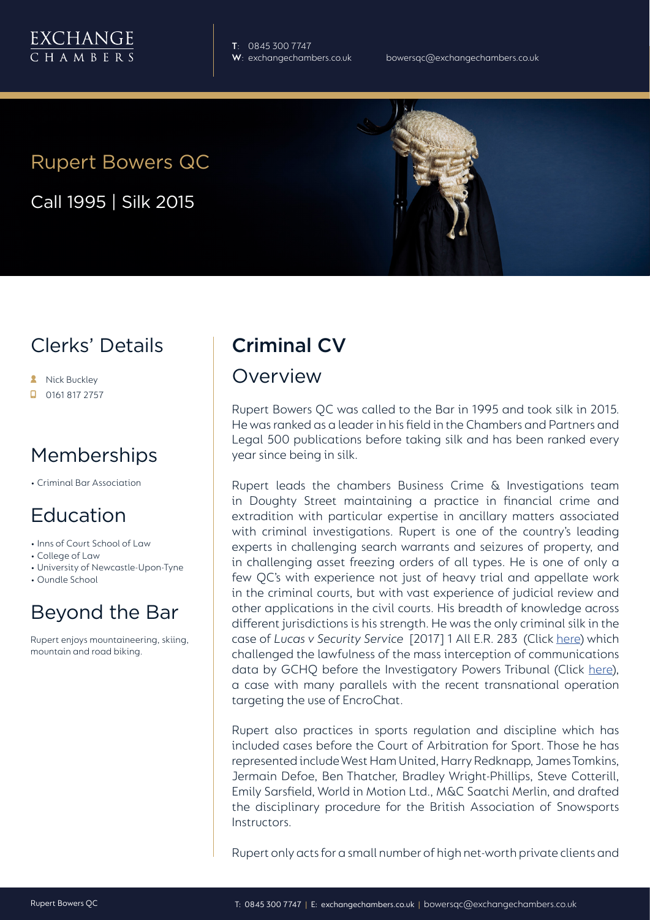EXCHANGE CHAMBERS

**T**: 0845 300 7747
**W**: exchangechambers.co.uk

bowersqc@exchangechambers.co.uk

# Rupert Bowers QC

Call 1995 | Silk 2015

## Clerks' Details

- Nick Buckley
- 0161 817 2757

## Memberships

- Criminal Bar Association

## Education

- Inns of Court School of Law
- College of Law
- University of Newcastle-Upon-Tyne
- Oundle School

## Beyond the Bar

Rupert enjoys mountaineering, skiing, mountain and road biking.

# Criminal CV

## Overview

Rupert Bowers QC was called to the Bar in 1995 and took silk in 2015. He was ranked as a leader in his field in the Chambers and Partners and Legal 500 publications before taking silk and has been ranked every year since being in silk.

Rupert leads the chambers Business Crime & Investigations team in Doughty Street maintaining a practice in financial crime and extradition with particular expertise in ancillary matters associated with criminal investigations. Rupert is one of the country's leading experts in challenging search warrants and seizures of property, and in challenging asset freezing orders of all types. He is one of only a few QC's with experience not just of heavy trial and appellate work in the criminal courts, but with vast experience of judicial review and other applications in the civil courts. His breadth of knowledge across different jurisdictions is his strength. He was the only criminal silk in the case of *Lucas v Security Service* [2017] 1 All E.R. 283 (Click here) which challenged the lawfulness of the mass interception of communications data by GCHQ before the Investigatory Powers Tribunal (Click here), a case with many parallels with the recent transnational operation targeting the use of EncroChat.

Rupert also practices in sports regulation and discipline which has included cases before the Court of Arbitration for Sport. Those he has represented include West Ham United, Harry Redknapp, James Tomkins, Jermain Defoe, Ben Thatcher, Bradley Wright-Phillips, Steve Cotterill, Emily Sarsfield, World in Motion Ltd., M&C Saatchi Merlin, and drafted the disciplinary procedure for the British Association of Snowsports Instructors.

Rupert only acts for a small number of high net-worth private clients and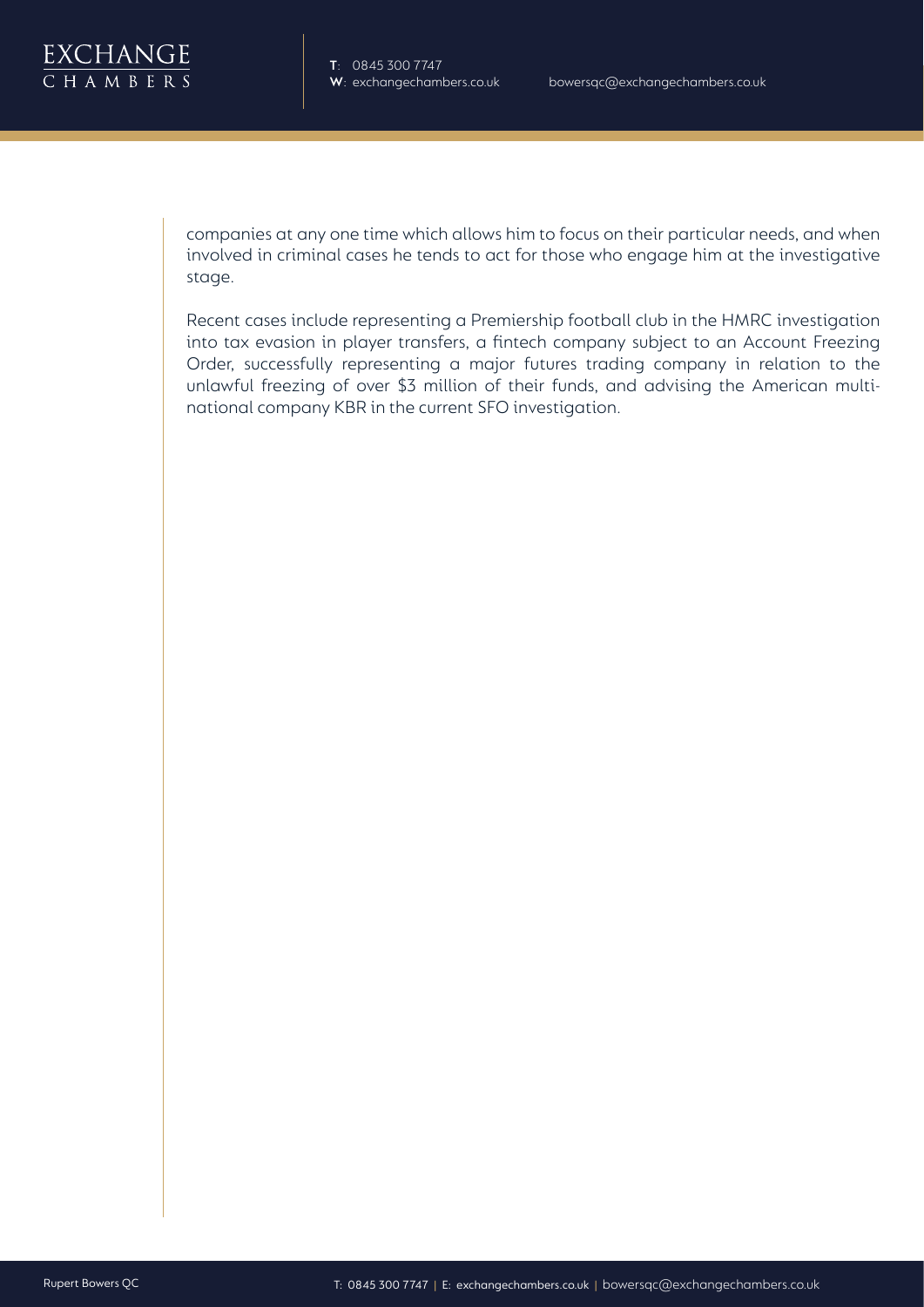companies at any one time which allows him to focus on their particular needs, and when involved in criminal cases he tends to act for those who engage him at the investigative stage.

Recent cases include representing a Premiership football club in the HMRC investigation into tax evasion in player transfers, a fintech company subject to an Account Freezing Order, successfully representing a major futures trading company in relation to the unlawful freezing of over $3 million of their funds, and advising the American multi-national company KBR in the current SFO investigation.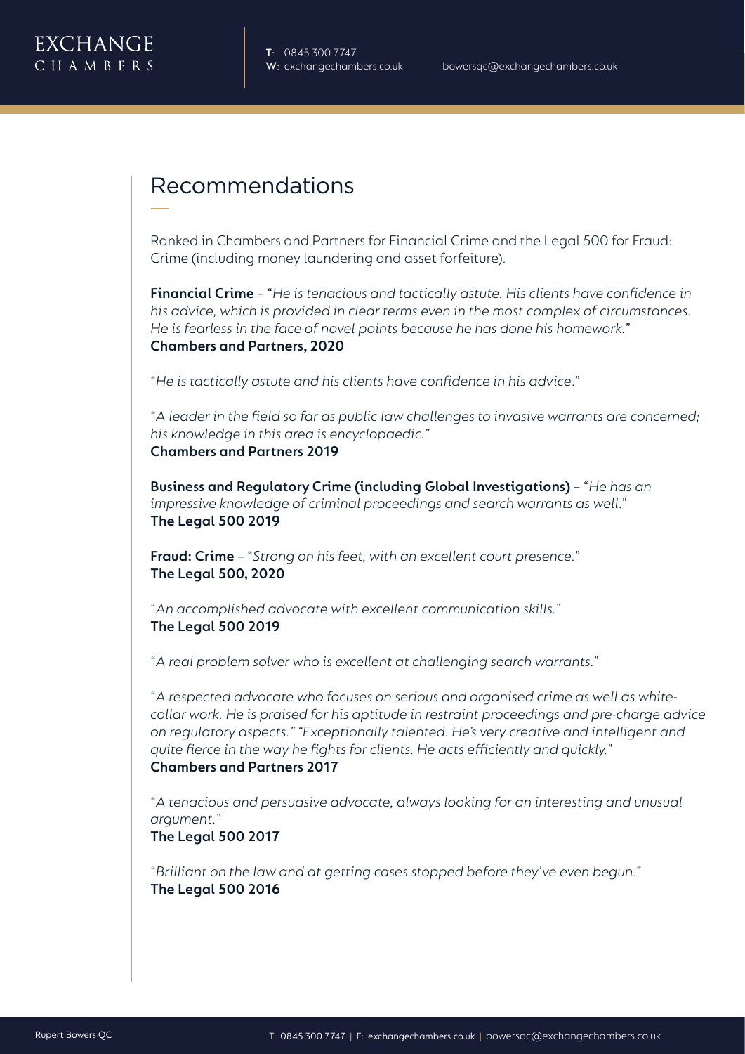## Recommendations

Ranked in Chambers and Partners for Financial Crime and the Legal 500 for Fraud: Crime (including money laundering and asset forfeiture).

**Financial Crime** – "*He is tenacious and tactically astute. His clients have confidence in his advice, which is provided in clear terms even in the most complex of circumstances. He is fearless in the face of novel points because he has done his homework.*"
**Chambers and Partners, 2020**

"*He is tactically astute and his clients have confidence in his advice.*"

"*A leader in the field so far as public law challenges to invasive warrants are concerned; his knowledge in this area is encyclopaedic.*"
**Chambers and Partners 2019**

**Business and Regulatory Crime (including Global Investigations)** – "*He has an impressive knowledge of criminal proceedings and search warrants as well.*"
**The Legal 500 2019**

**Fraud: Crime** – "*Strong on his feet, with an excellent court presence.*"
**The Legal 500, 2020**

"*An accomplished advocate with excellent communication skills.*"
**The Legal 500 2019**

"*A real problem solver who is excellent at challenging search warrants.*"

"*A respected advocate who focuses on serious and organised crime as well as white-collar work. He is praised for his aptitude in restraint proceedings and pre-charge advice on regulatory aspects.*" "*Exceptionally talented. He's very creative and intelligent and quite fierce in the way he fights for clients. He acts efficiently and quickly.*"
**Chambers and Partners 2017**

"*A tenacious and persuasive advocate, always looking for an interesting and unusual argument.*"
**The Legal 500 2017**

"*Brilliant on the law and at getting cases stopped before they've even begun.*"
**The Legal 500 2016**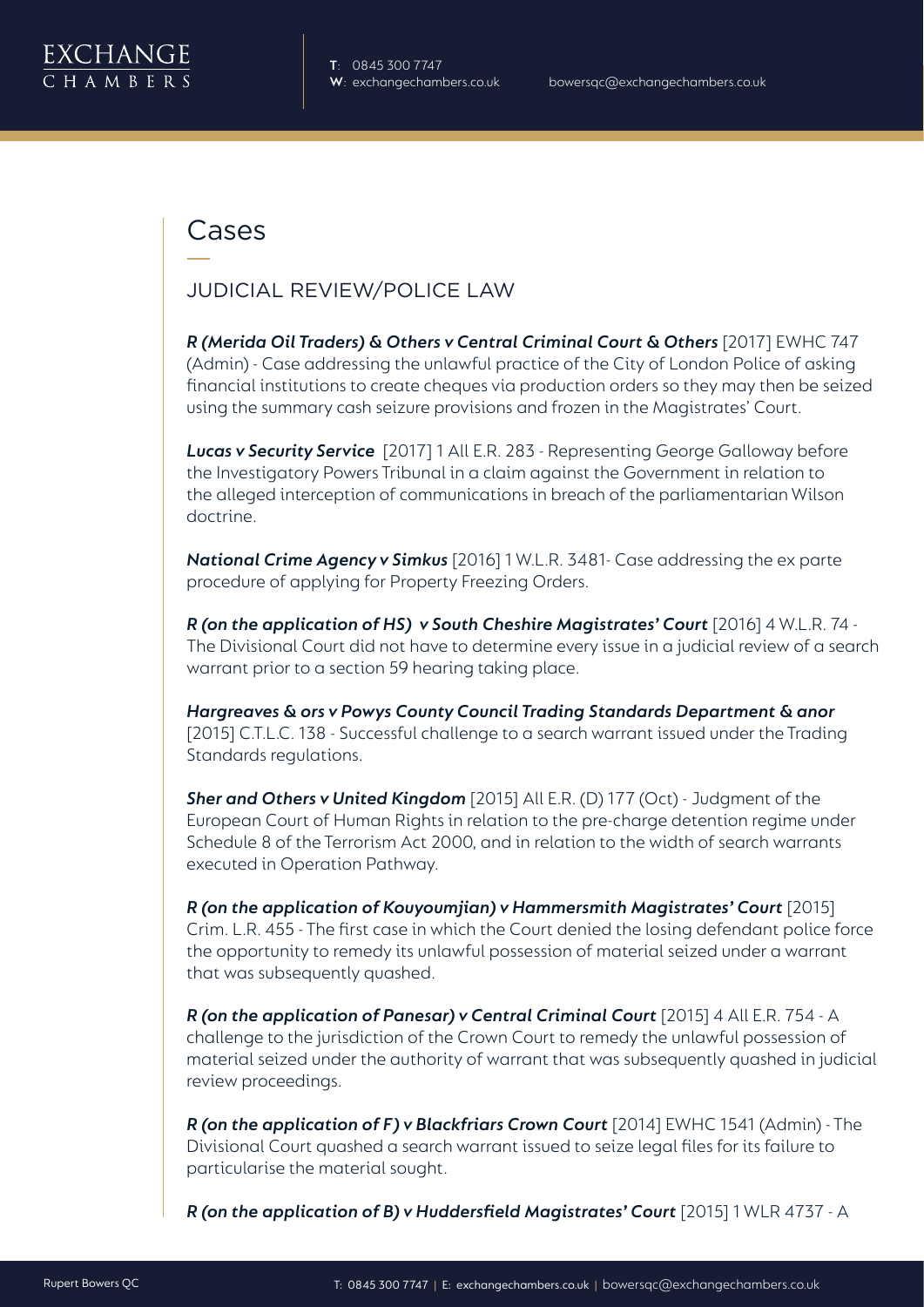# Cases

## JUDICIAL REVIEW/POLICE LAW

***R (Merida Oil Traders) & Others v Central Criminal Court & Others*** [2017] EWHC 747 (Admin) - Case addressing the unlawful practice of the City of London Police of asking financial institutions to create cheques via production orders so they may then be seized using the summary cash seizure provisions and frozen in the Magistrates' Court.

***Lucas v Security Service*** [2017] 1 All E.R. 283 - Representing George Galloway before the Investigatory Powers Tribunal in a claim against the Government in relation to the alleged interception of communications in breach of the parliamentarian Wilson doctrine.

***National Crime Agency v Simkus*** [2016] 1 W.L.R. 3481- Case addressing the ex parte procedure of applying for Property Freezing Orders.

***R (on the application of HS) v South Cheshire Magistrates' Court*** [2016] 4 W.L.R. 74 - The Divisional Court did not have to determine every issue in a judicial review of a search warrant prior to a section 59 hearing taking place.

***Hargreaves & ors v Powys County Council Trading Standards Department & anor*** [2015] C.T.L.C. 138 - Successful challenge to a search warrant issued under the Trading Standards regulations.

***Sher and Others v United Kingdom*** [2015] All E.R. (D) 177 (Oct) - Judgment of the European Court of Human Rights in relation to the pre-charge detention regime under Schedule 8 of the Terrorism Act 2000, and in relation to the width of search warrants executed in Operation Pathway.

***R (on the application of Kouyoumjian) v Hammersmith Magistrates' Court*** [2015] Crim. L.R. 455 - The first case in which the Court denied the losing defendant police force the opportunity to remedy its unlawful possession of material seized under a warrant that was subsequently quashed.

***R (on the application of Panesar) v Central Criminal Court*** [2015] 4 All E.R. 754 - A challenge to the jurisdiction of the Crown Court to remedy the unlawful possession of material seized under the authority of warrant that was subsequently quashed in judicial review proceedings.

***R (on the application of F) v Blackfriars Crown Court*** [2014] EWHC 1541 (Admin) - The Divisional Court quashed a search warrant issued to seize legal files for its failure to particularise the material sought.

***R (on the application of B) v Huddersfield Magistrates' Court*** [2015] 1 WLR 4737 - A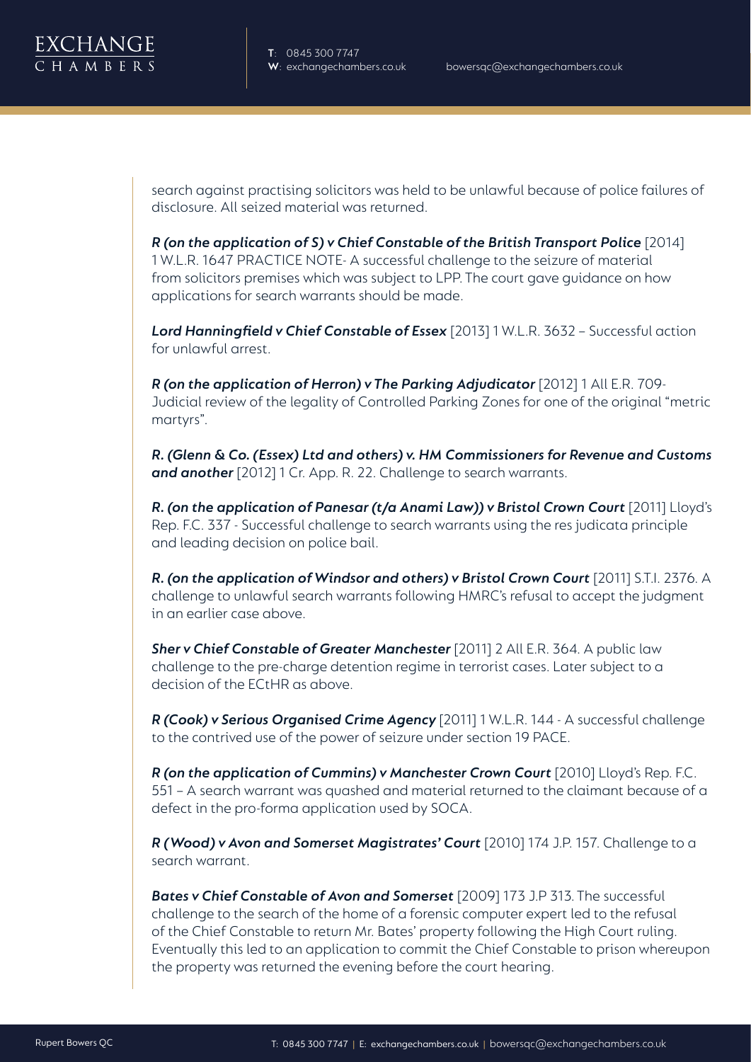search against practising solicitors was held to be unlawful because of police failures of disclosure. All seized material was returned.

***R (on the application of S) v Chief Constable of the British Transport Police*** [2014] 1 W.L.R. 1647 PRACTICE NOTE- A successful challenge to the seizure of material from solicitors premises which was subject to LPP. The court gave guidance on how applications for search warrants should be made.

***Lord Hanningfield v Chief Constable of Essex*** [2013] 1 W.L.R. 3632 – Successful action for unlawful arrest.

***R (on the application of Herron) v The Parking Adjudicator*** [2012] 1 All E.R. 709- Judicial review of the legality of Controlled Parking Zones for one of the original "metric martyrs".

***R. (Glenn & Co. (Essex) Ltd and others) v. HM Commissioners for Revenue and Customs and another*** [2012] 1 Cr. App. R. 22. Challenge to search warrants.

***R. (on the application of Panesar (t/a Anami Law)) v Bristol Crown Court*** [2011] Lloyd's Rep. F.C. 337 - Successful challenge to search warrants using the res judicata principle and leading decision on police bail.

***R. (on the application of Windsor and others) v Bristol Crown Court*** [2011] S.T.I. 2376. A challenge to unlawful search warrants following HMRC's refusal to accept the judgment in an earlier case above.

***Sher v Chief Constable of Greater Manchester*** [2011] 2 All E.R. 364. A public law challenge to the pre-charge detention regime in terrorist cases. Later subject to a decision of the ECtHR as above.

***R (Cook) v Serious Organised Crime Agency*** [2011] 1 W.L.R. 144 - A successful challenge to the contrived use of the power of seizure under section 19 PACE.

***R (on the application of Cummins) v Manchester Crown Court*** [2010] Lloyd's Rep. F.C. 551 – A search warrant was quashed and material returned to the claimant because of a defect in the pro-forma application used by SOCA.

***R (Wood) v Avon and Somerset Magistrates' Court*** [2010] 174 J.P. 157. Challenge to a search warrant.

***Bates v Chief Constable of Avon and Somerset*** [2009] 173 J.P 313. The successful challenge to the search of the home of a forensic computer expert led to the refusal of the Chief Constable to return Mr. Bates' property following the High Court ruling. Eventually this led to an application to commit the Chief Constable to prison whereupon the property was returned the evening before the court hearing.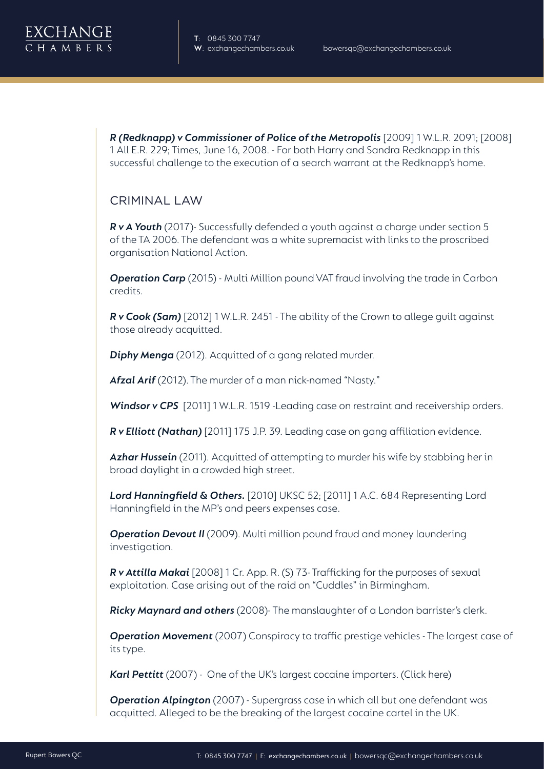***R (Redknapp) v Commissioner of Police of the Metropolis*** [2009] 1 W.L.R. 2091; [2008] 1 All E.R. 229; Times, June 16, 2008. - For both Harry and Sandra Redknapp in this successful challenge to the execution of a search warrant at the Redknapp's home.

## CRIMINAL LAW

***R v A Youth*** (2017)- Successfully defended a youth against a charge under section 5 of the TA 2006. The defendant was a white supremacist with links to the proscribed organisation National Action.

***Operation Carp*** (2015) - Multi Million pound VAT fraud involving the trade in Carbon credits.

***R v Cook (Sam)*** [2012] 1 W.L.R. 2451 - The ability of the Crown to allege guilt against those already acquitted.

***Diphy Menga*** (2012). Acquitted of a gang related murder.

***Afzal Arif*** (2012). The murder of a man nick-named "Nasty."

***Windsor v CPS*** [2011] 1 W.L.R. 1519 -Leading case on restraint and receivership orders.

***R v Elliott (Nathan)*** [2011] 175 J.P. 39. Leading case on gang affiliation evidence.

***Azhar Hussein*** (2011). Acquitted of attempting to murder his wife by stabbing her in broad daylight in a crowded high street.

***Lord Hanningfield & Others.*** [2010] UKSC 52; [2011] 1 A.C. 684 Representing Lord Hanningfield in the MP's and peers expenses case.

***Operation Devout II*** (2009). Multi million pound fraud and money laundering investigation.

***R v Attilla Makai*** [2008] 1 Cr. App. R. (S) 73- Trafficking for the purposes of sexual exploitation. Case arising out of the raid on "Cuddles" in Birmingham.

***Ricky Maynard and others*** (2008)- The manslaughter of a London barrister's clerk.

***Operation Movement*** (2007) Conspiracy to traffic prestige vehicles - The largest case of its type.

***Karl Pettitt*** (2007) - One of the UK's largest cocaine importers. (Click here)

***Operation Alpington*** (2007) - Supergrass case in which all but one defendant was acquitted. Alleged to be the breaking of the largest cocaine cartel in the UK.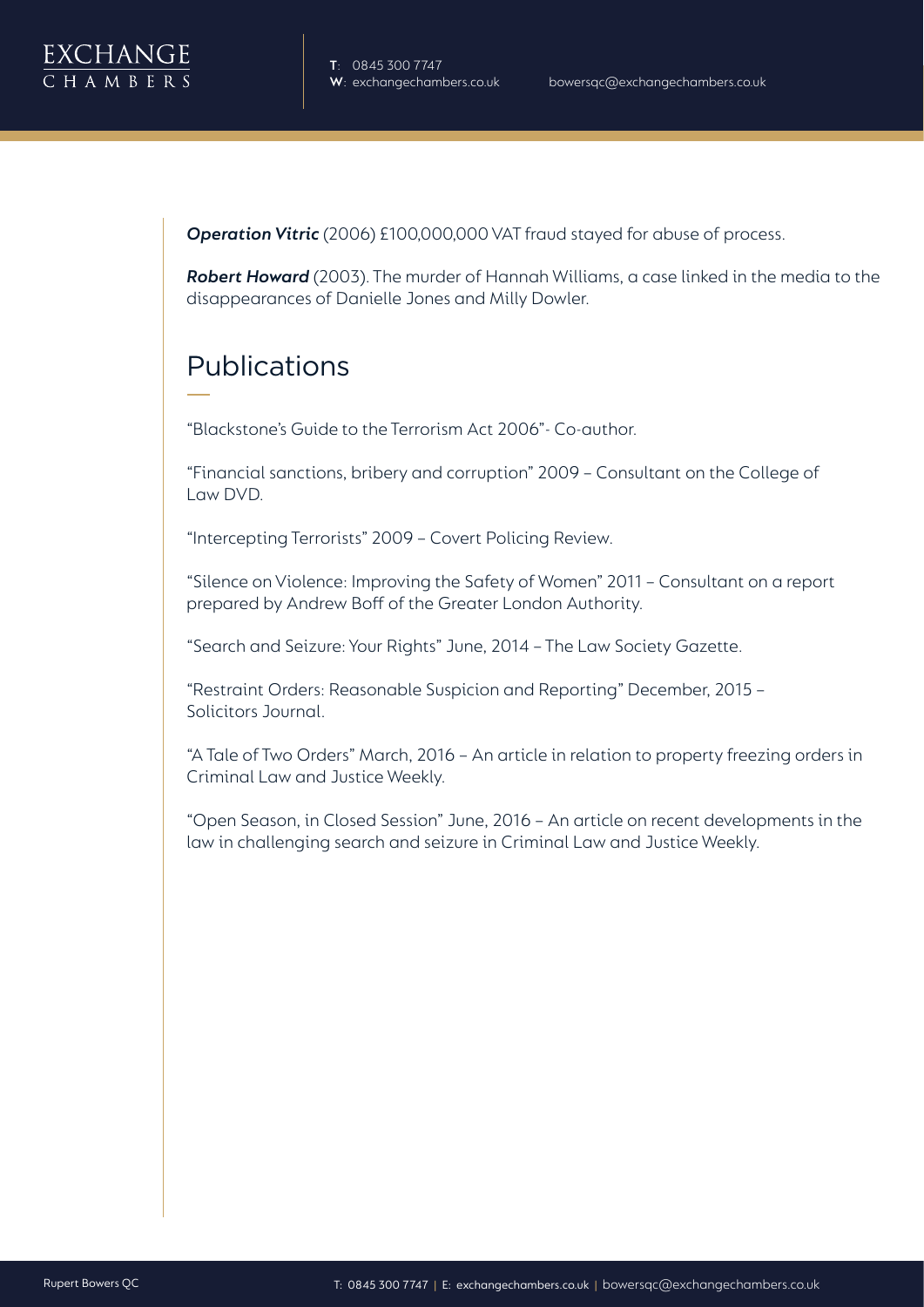***Operation Vitric*** (2006) £100,000,000 VAT fraud stayed for abuse of process.

***Robert Howard*** (2003). The murder of Hannah Williams, a case linked in the media to the disappearances of Danielle Jones and Milly Dowler.

## Publications

"Blackstone's Guide to the Terrorism Act 2006"- Co-author.

"Financial sanctions, bribery and corruption" 2009 – Consultant on the College of Law DVD.

"Intercepting Terrorists" 2009 – Covert Policing Review.

"Silence on Violence: Improving the Safety of Women" 2011 – Consultant on a report prepared by Andrew Boff of the Greater London Authority.

"Search and Seizure: Your Rights" June, 2014 – The Law Society Gazette.

"Restraint Orders: Reasonable Suspicion and Reporting" December, 2015 – Solicitors Journal.

"A Tale of Two Orders" March, 2016 – An article in relation to property freezing orders in Criminal Law and Justice Weekly.

"Open Season, in Closed Session" June, 2016 – An article on recent developments in the law in challenging search and seizure in Criminal Law and Justice Weekly.